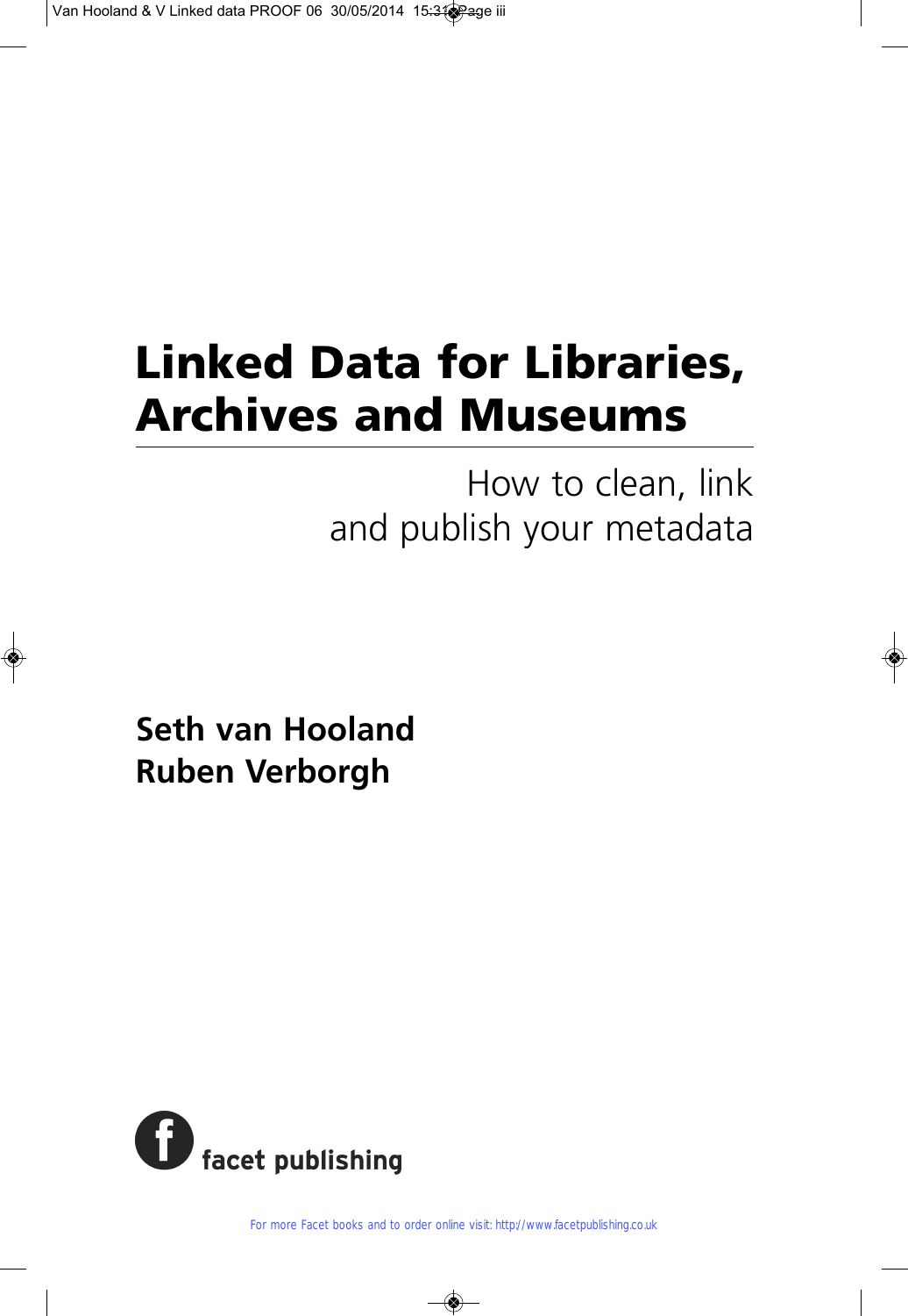# Linked Data for Libraries, Archives and Museums

## How to clean, link and publish your metadata

**Seth van Hooland**
**Ruben Verborgh**

facet publishing

For more Facet books and to order online visit: http://www.facetpublishing.co.uk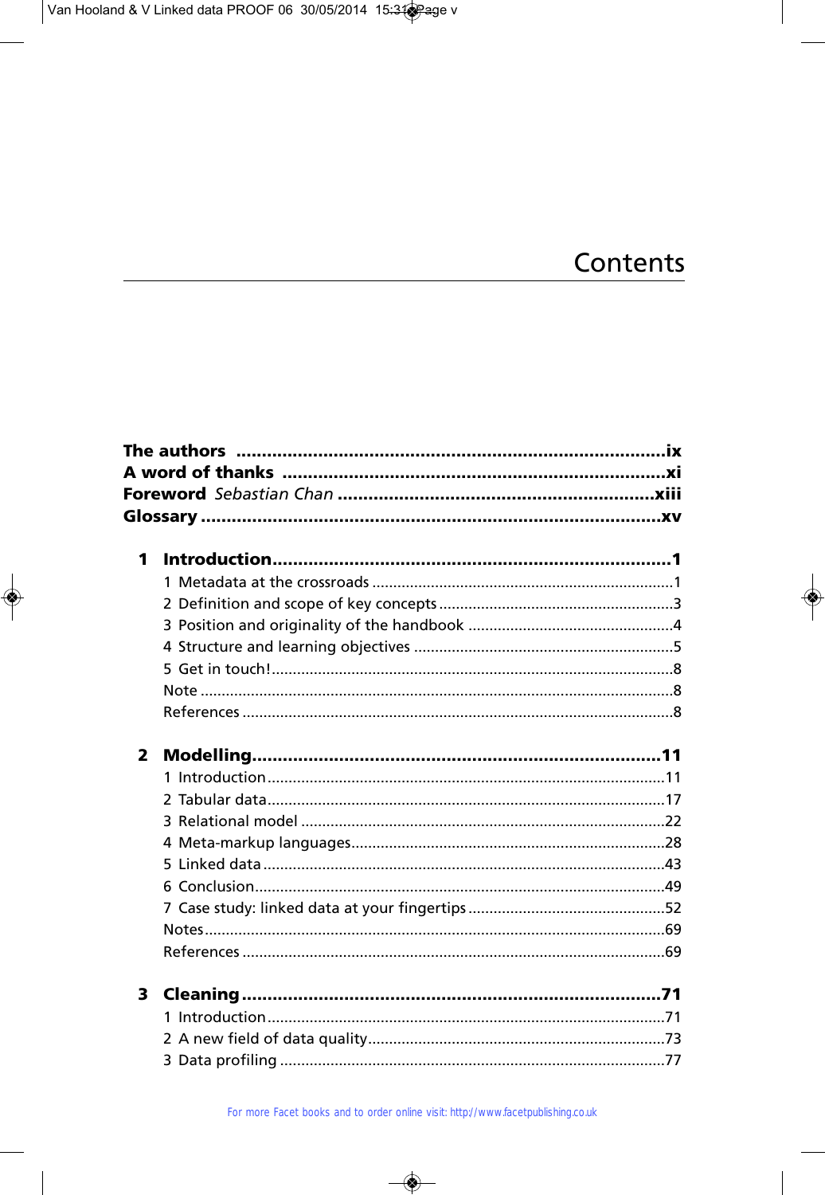# Contents

**The authors** ....................................................................................**ix**
**A word of thanks** ...........................................................................**xi**
**Foreword** *Sebastian Chan* ..............................................................**xiii**
**Glossary** ..........................................................................................**xv**

**1 Introduction**..............................................................................**1**
1 Metadata at the crossroads .......................................................................1
2 Definition and scope of key concepts .......................................................3
3 Position and originality of the handbook .................................................4
4 Structure and learning objectives .............................................................5
5 Get in touch!...............................................................................................8
Note ...............................................................................................................8
References .....................................................................................................8

**2 Modelling**.................................................................................**11**
1 Introduction..............................................................................................11
2 Tabular data..............................................................................................17
3 Relational model ......................................................................................22
4 Meta-markup languages...........................................................................28
5 Linked data ...............................................................................................43
6 Conclusion.................................................................................................49
7 Case study: linked data at your fingertips ..............................................52
Notes............................................................................................................69
References ...................................................................................................69

**3 Cleaning** ..................................................................................**71**
1 Introduction..............................................................................................71
2 A new field of data quality......................................................................73
3 Data profiling ...........................................................................................77

For more Facet books and to order online visit: http://www.facetpublishing.co.uk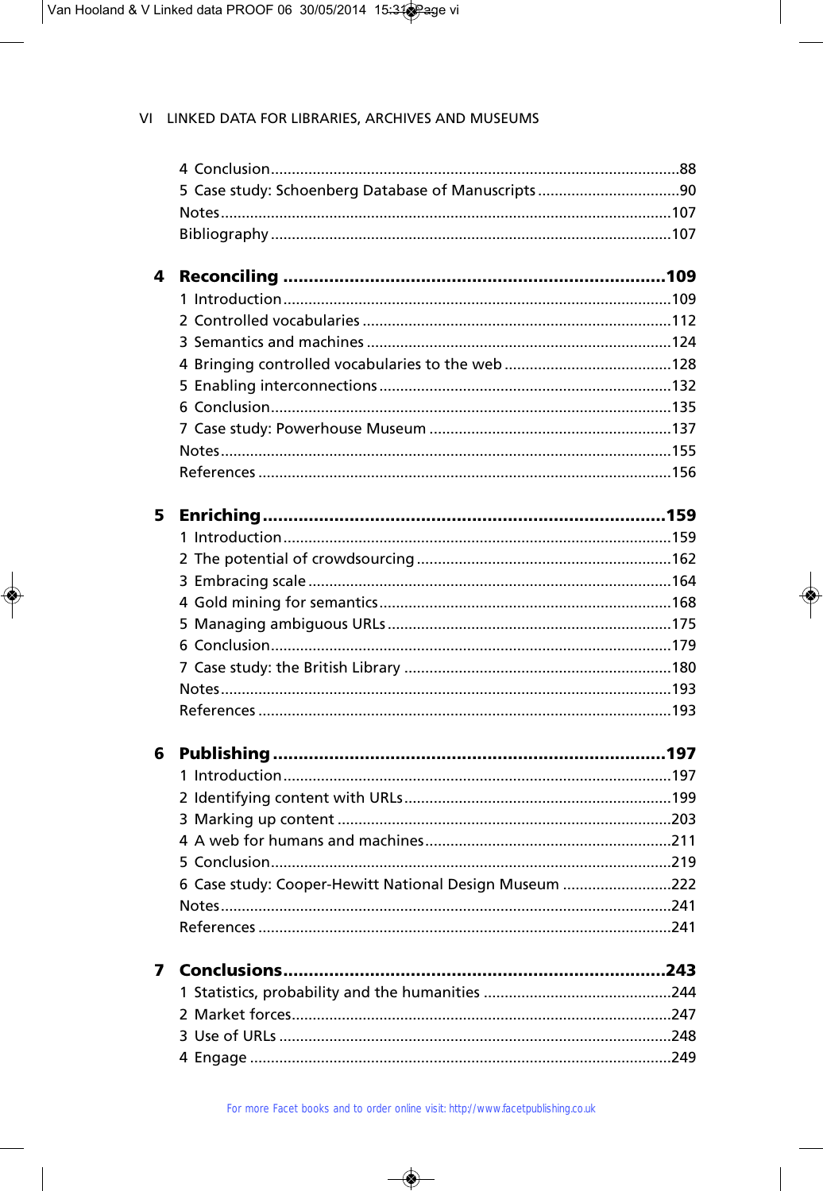4 Conclusion ..... 88
5 Case study: Schoenberg Database of Manuscripts ..... 90
Notes ..... 107
Bibliography ..... 107

**4 Reconciling ..... 109**
1 Introduction ..... 109
2 Controlled vocabularies ..... 112
3 Semantics and machines ..... 124
4 Bringing controlled vocabularies to the web ..... 128
5 Enabling interconnections ..... 132
6 Conclusion ..... 135
7 Case study: Powerhouse Museum ..... 137
Notes ..... 155
References ..... 156

**5 Enriching ..... 159**
1 Introduction ..... 159
2 The potential of crowdsourcing ..... 162
3 Embracing scale ..... 164
4 Gold mining for semantics ..... 168
5 Managing ambiguous URLs ..... 175
6 Conclusion ..... 179
7 Case study: the British Library ..... 180
Notes ..... 193
References ..... 193

**6 Publishing ..... 197**
1 Introduction ..... 197
2 Identifying content with URLs ..... 199
3 Marking up content ..... 203
4 A web for humans and machines ..... 211
5 Conclusion ..... 219
6 Case study: Cooper-Hewitt National Design Museum ..... 222
Notes ..... 241
References ..... 241

**7 Conclusions ..... 243**
1 Statistics, probability and the humanities ..... 244
2 Market forces ..... 247
3 Use of URLs ..... 248
4 Engage ..... 249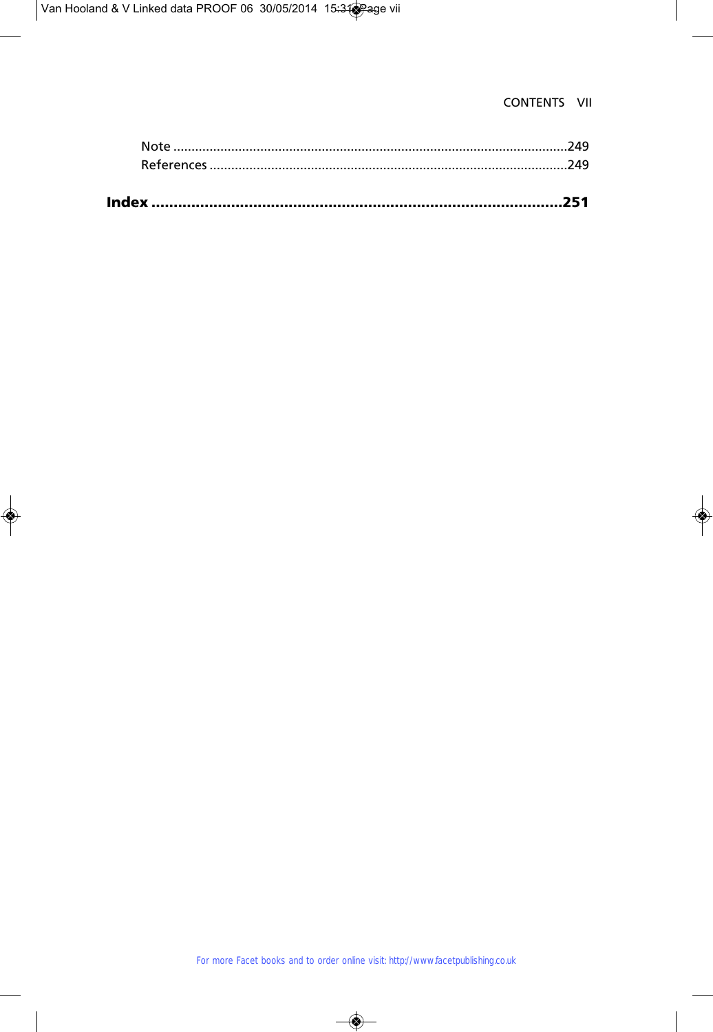Note ..........................................................................................................249
References .................................................................................................249

**Index ..........................................................................................251**

For more Facet books and to order online visit: http://www.facetpublishing.co.uk